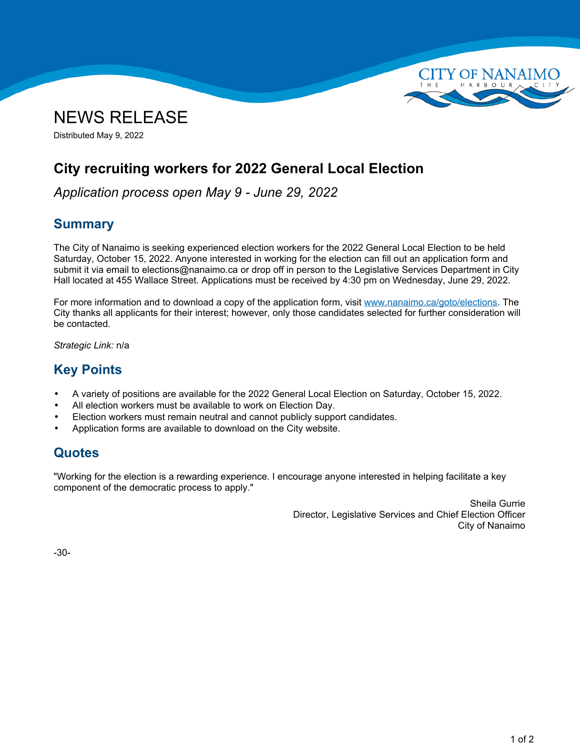CITY OF NANAIMO
THE HARBOUR CITY

# NEWS RELEASE

Distributed May 9, 2022

## City recruiting workers for 2022 General Local Election

*Application process open May 9 - June 29, 2022*

## Summary

The City of Nanaimo is seeking experienced election workers for the 2022 General Local Election to be held Saturday, October 15, 2022. Anyone interested in working for the election can fill out an application form and submit it via email to elections@nanaimo.ca or drop off in person to the Legislative Services Department in City Hall located at 455 Wallace Street. Applications must be received by 4:30 pm on Wednesday, June 29, 2022.

For more information and to download a copy of the application form, visit [www.nanaimo.ca/goto/elections](www.nanaimo.ca/goto/elections). The City thanks all applicants for their interest; however, only those candidates selected for further consideration will be contacted.

*Strategic Link:* n/a

## Key Points

- A variety of positions are available for the 2022 General Local Election on Saturday, October 15, 2022.
- All election workers must be available to work on Election Day.
- Election workers must remain neutral and cannot publicly support candidates.
- Application forms are available to download on the City website.

## Quotes

"Working for the election is a rewarding experience. I encourage anyone interested in helping facilitate a key component of the democratic process to apply."

Sheila Gurrie
Director, Legislative Services and Chief Election Officer
City of Nanaimo

-30-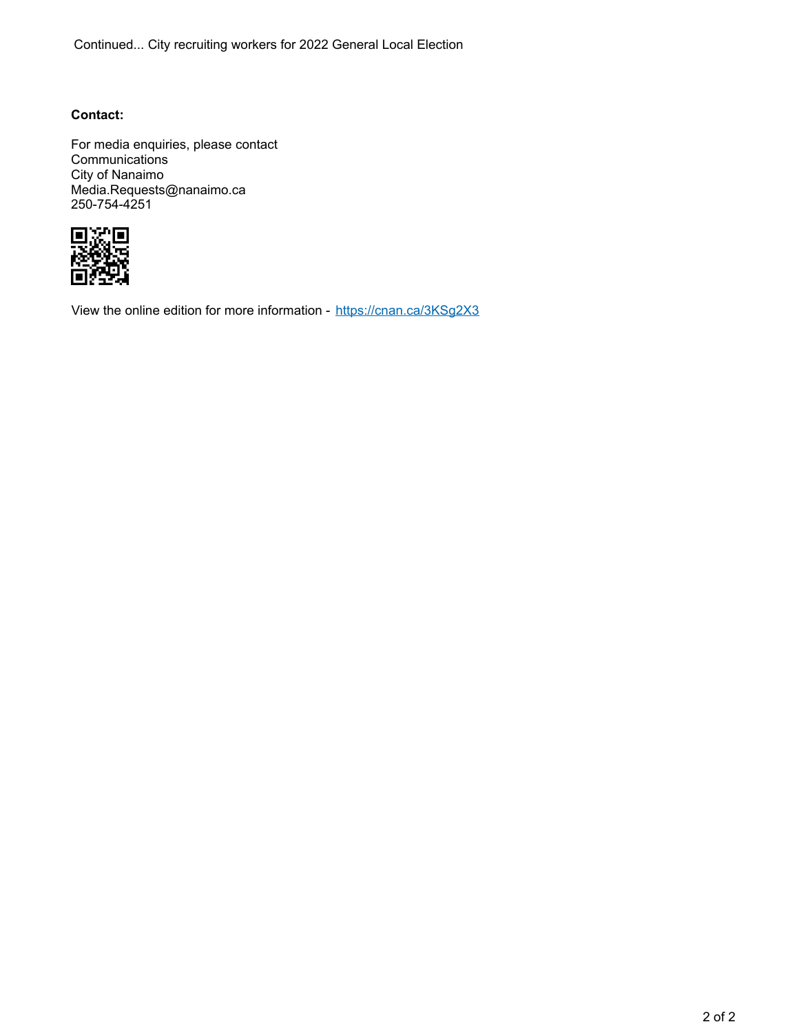Continued... City recruiting workers for 2022 General Local Election

**Contact:**

For media enquiries, please contact
Communications
City of Nanaimo
Media.Requests@nanaimo.ca
250-754-4251

View the online edition for more information - https://cnan.ca/3KSg2X3